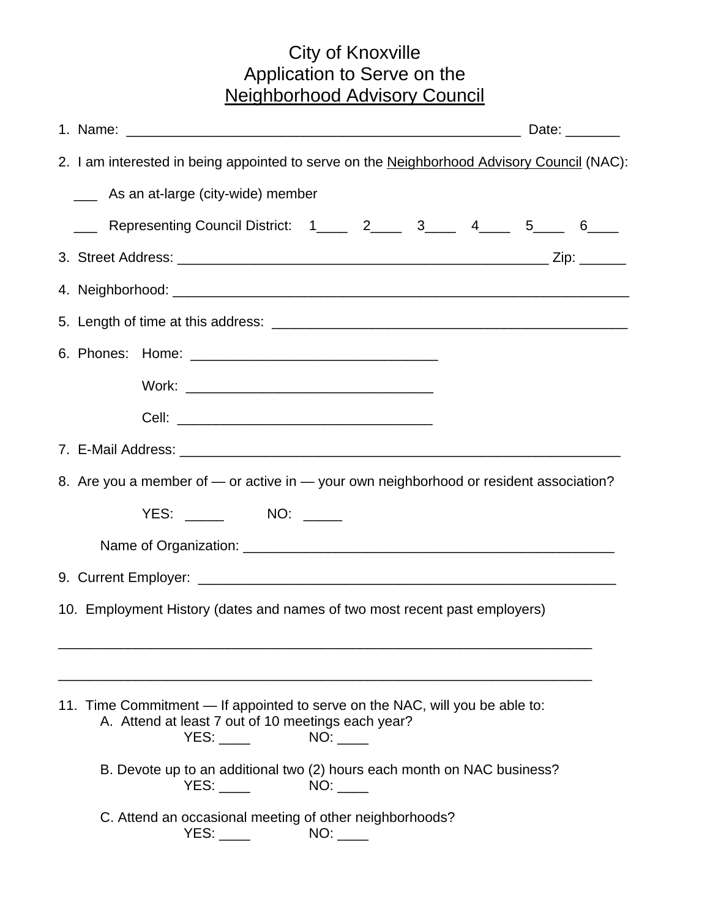# City of Knoxville
# Application to Serve on the
# Neighborhood Advisory Council

1. Name: ___________________________________________________ Date: _______

2. I am interested in being appointed to serve on the Neighborhood Advisory Council (NAC):

   ___ As an at-large (city-wide) member

   ___ Representing Council District: 1____ 2____ 3____ 4____ 5____ 6____

3. Street Address: _________________________________________________ Zip: ______

4. Neighborhood: _____________________________________________________________

5. Length of time at this address: _______________________________________________

6. Phones: Home: ________________________________

   Work: ________________________________

   Cell: ________________________________

7. E-Mail Address: ___________________________________________________________

8. Are you a member of — or active in — your own neighborhood or resident association?

   YES: _____ NO: _____

   Name of Organization: ________________________________________________

9. Current Employer: _______________________________________________________

10. Employment History (dates and names of two most recent past employers)

_______________________________________________________________________

_______________________________________________________________________

11. Time Commitment — If appointed to serve on the NAC, will you be able to:

   A. Attend at least 7 out of 10 meetings each year?
      YES: ____ NO: ____

   B. Devote up to an additional two (2) hours each month on NAC business?
      YES: ____ NO: ____

   C. Attend an occasional meeting of other neighborhoods?
      YES: ____ NO: ____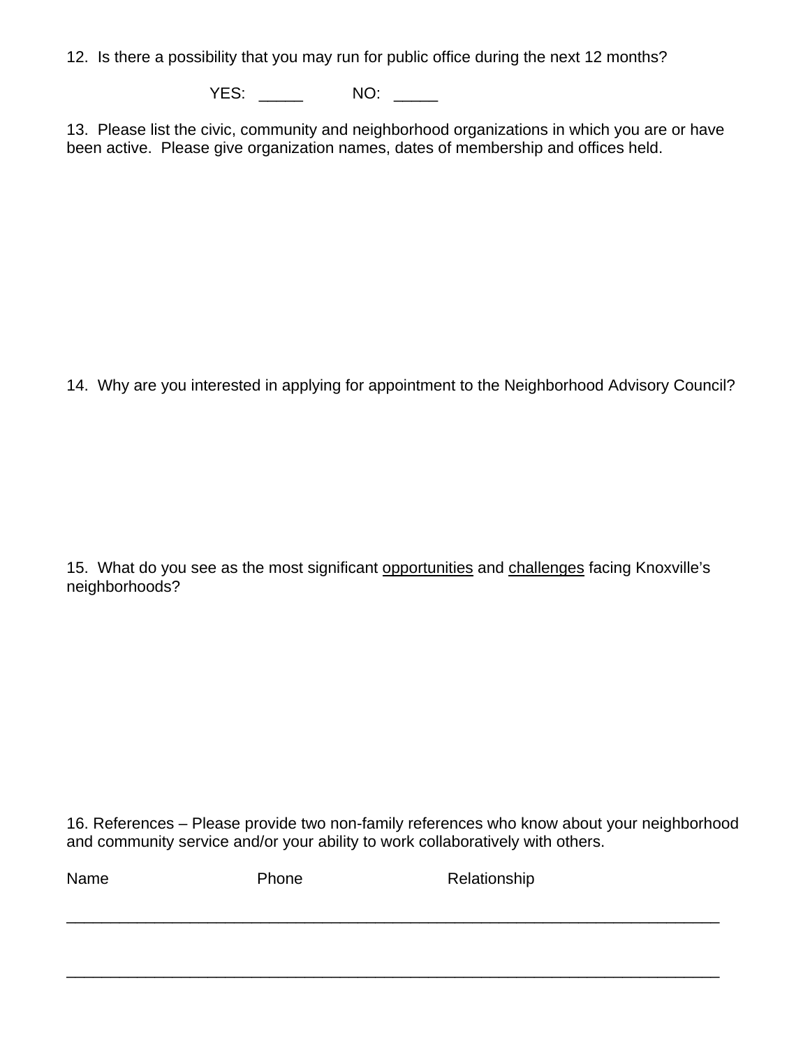12. Is there a possibility that you may run for public office during the next 12 months?

YES: _____ NO: _____

13. Please list the civic, community and neighborhood organizations in which you are or have been active. Please give organization names, dates of membership and offices held.

14. Why are you interested in applying for appointment to the Neighborhood Advisory Council?

15. What do you see as the most significant <u>opportunities</u> and <u>challenges</u> facing Knoxville's neighborhoods?

16. References – Please provide two non-family references who know about your neighborhood and community service and/or your ability to work collaboratively with others.

| Name | Phone | Relationship |
|---|---|---|
| | | |
| | | |